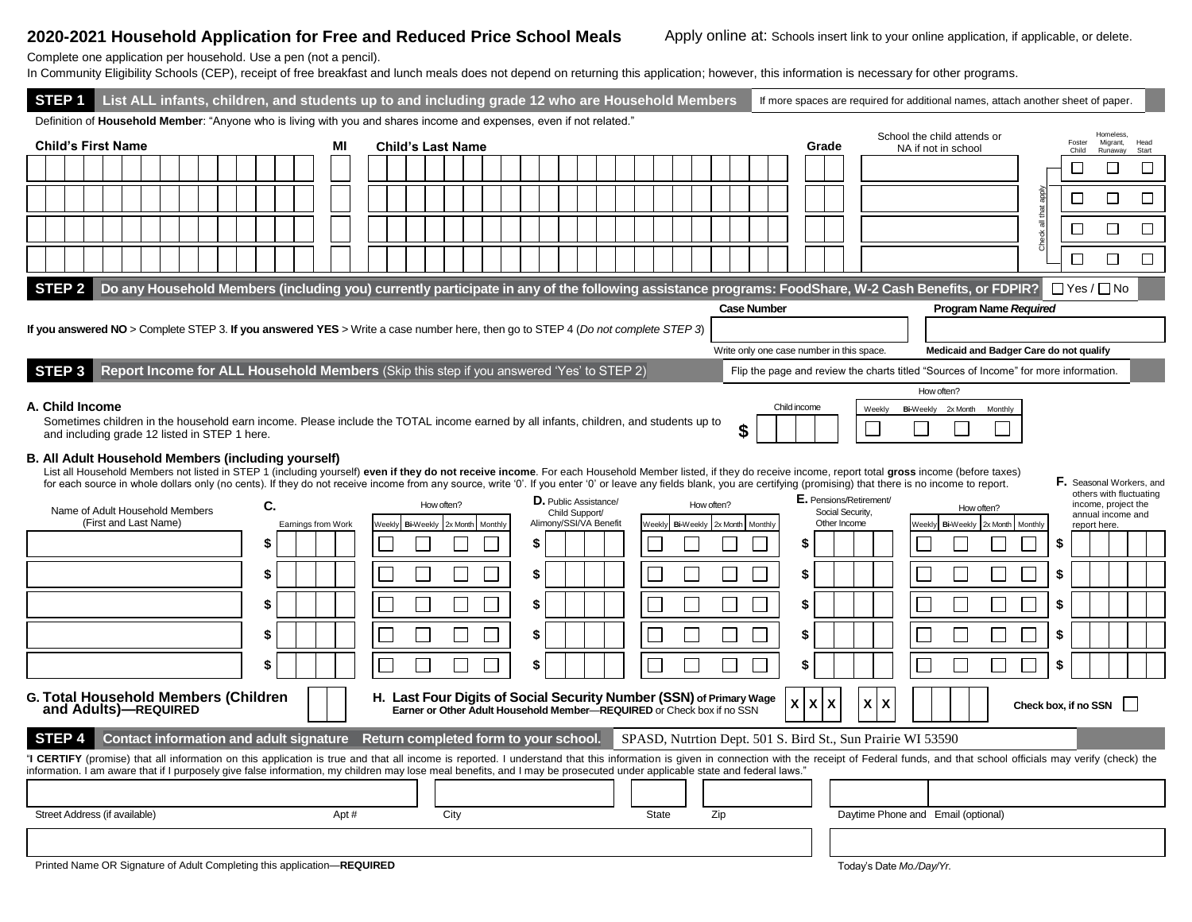# 2020-2021 Household Application for Free and Reduced Price School Meals

Apply online at: Schools insert link to your online application, if applicable, or delete.

Complete one application per household. Use a pen (not a pencil).

In Community Eligibility Schools (CEP), receipt of free breakfast and lunch meals does not depend on returning this application; however, this information is necessary for other programs.

## STEP 1 List ALL infants, children, and students up to and including grade 12 who are Household Members

If more spaces are required for additional names, attach another sheet of paper.

Definition of **Household Member**: "Anyone who is living with you and shares income and expenses, even if not related."

| Child's First Name | MI | Child's Last Name | Grade | School the child attends or NA if not in school | Foster Child | Homeless, Migrant, Runaway | Head Start |
|---|---|---|---|---|---|---|---|
| | | | | | ☐ | ☐ | ☐ |
| | | | | | ☐ | ☐ | ☐ |
| | | | | | ☐ | ☐ | ☐ |
| | | | | | ☐ | ☐ | ☐ |

Check all that apply

## STEP 2 Do any Household Members (including you) currently participate in any of the following assistance programs: FoodShare, W-2 Cash Benefits, or FDPIR?

☐ Yes / ☐ No

**If you answered NO** > Complete STEP 3. **If you answered YES** > Write a case number here, then go to STEP 4 (*Do not complete STEP 3*)

| Case Number | Program Name *Required* |
|---|---|
| | |
| Write only one case number in this space. | **Medicaid and Badger Care do not qualify** |

## STEP 3 Report Income for ALL Household Members (Skip this step if you answered 'Yes' to STEP 2)

Flip the page and review the charts titled "Sources of Income" for more information.

### A. Child Income

Sometimes children in the household earn income. Please include the TOTAL income earned by all infants, children, and students up to and including grade 12 listed in STEP 1 here.

Child income $ ______

How often? ☐ Weekly ☐ **Bi**-Weekly ☐ 2x Month ☐ Monthly

### B. All Adult Household Members (including yourself)

List all Household Members not listed in STEP 1 (including yourself) **even if they do not receive income**. For each Household Member listed, if they do receive income, report total **gross** income (before taxes) for each source in whole dollars only (no cents). If they do not receive income from any source, write '0'. If you enter '0' or leave any fields blank, you are certifying (promising) that there is no income to report.

| Name of Adult Household Members (First and Last Name) | C. Earnings from Work | How often? Weekly / Bi-Weekly / 2x Month / Monthly | D. Public Assistance/ Child Support/ Alimony/SSI/VA Benefit | How often? Weekly / Bi-Weekly / 2x Month / Monthly | E. Pensions/Retirement/ Social Security, Other Income | How often? Weekly / Bi-Weekly / 2x Month / Monthly | F. Seasonal Workers, and others with fluctuating income, project the annual income and report here. |
|---|---|---|---|---|---|---|---|
| | $ | ☐ ☐ ☐ ☐ | $ | ☐ ☐ ☐ ☐ | $ | ☐ ☐ ☐ ☐ | $ |
| | $ | ☐ ☐ ☐ ☐ | $ | ☐ ☐ ☐ ☐ | $ | ☐ ☐ ☐ ☐ | $ |
| | $ | ☐ ☐ ☐ ☐ | $ | ☐ ☐ ☐ ☐ | $ | ☐ ☐ ☐ ☐ | $ |
| | $ | ☐ ☐ ☐ ☐ | $ | ☐ ☐ ☐ ☐ | $ | ☐ ☐ ☐ ☐ | $ |
| | $ | ☐ ☐ ☐ ☐ | $ | ☐ ☐ ☐ ☐ | $ | ☐ ☐ ☐ ☐ | $ |

**G. Total Household Members (Children and Adults)—REQUIRED** ______

**H. Last Four Digits of Social Security Number (SSN) of Primary Wage Earner or Other Adult Household Member—REQUIRED** or Check box if no SSN

X X X - X X - ____

Check box, if no SSN ☐

## STEP 4 Contact information and adult signature Return completed form to your school.

SPASD, Nutrtion Dept. 501 S. Bird St., Sun Prairie WI 53590

"**I CERTIFY** (promise) that all information on this application is true and that all income is reported. I understand that this information is given in connection with the receipt of Federal funds, and that school officials may verify (check) the information. I am aware that if I purposely give false information, my children may lose meal benefits, and I may be prosecuted under applicable state and federal laws."

| Street Address (if available) | Apt # | City | State | Zip | Daytime Phone and | Email (optional) |
|---|---|---|---|---|---|---|
| | | | | | | |

| Printed Name OR Signature of Adult Completing this application—**REQUIRED** | Today's Date *Mo./Day/Yr.* |
|---|---|
| | |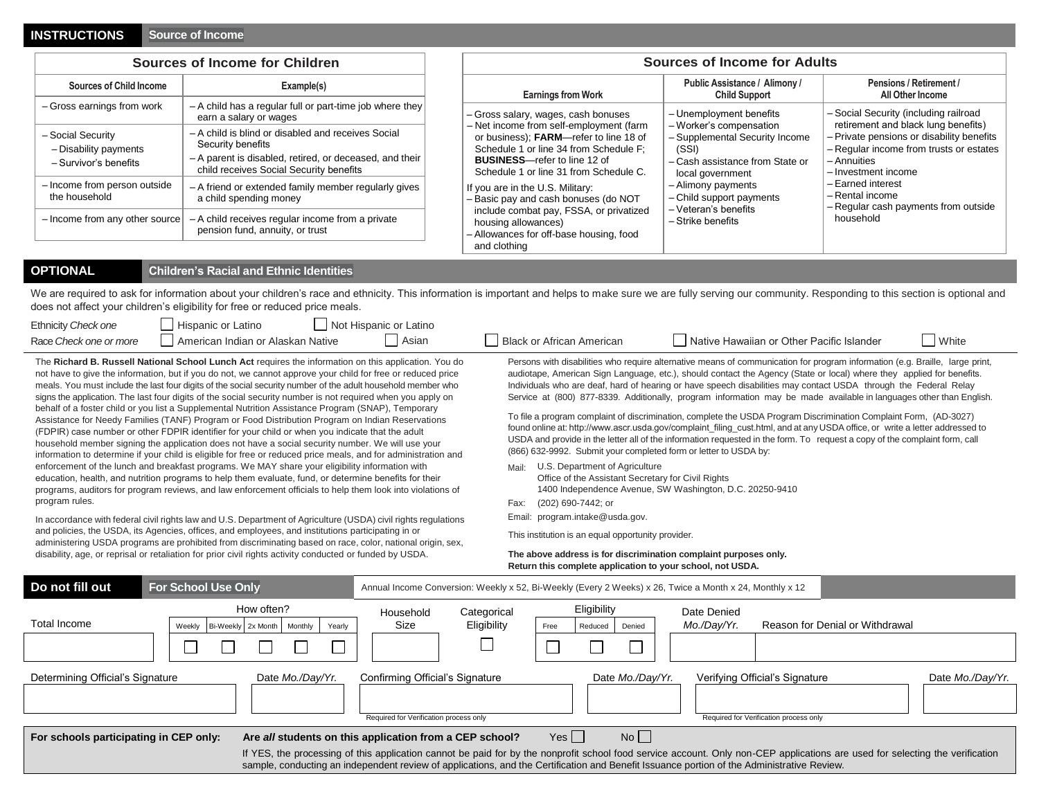## INSTRUCTIONS — Source of Income

### Sources of Income for Children

| Sources of Child Income | Example(s) |
|---|---|
| – Gross earnings from work | – A child has a regular full or part-time job where they earn a salary or wages |
| – Social Security<br>– Disability payments<br>– Survivor's benefits | – A child is blind or disabled and receives Social Security benefits<br>– A parent is disabled, retired, or deceased, and their child receives Social Security benefits |
| – Income from person outside the household | – A friend or extended family member regularly gives a child spending money |
| – Income from any other source | – A child receives regular income from a private pension fund, annuity, or trust |

### Sources of Income for Adults

| Earnings from Work | Public Assistance / Alimony / Child Support | Pensions / Retirement / All Other Income |
|---|---|---|
| – Gross salary, wages, cash bonuses<br>– Net income from self-employment (farm or business); **FARM**—refer to line 18 of Schedule 1 or line 34 from Schedule F; **BUSINESS**—refer to line 12 of Schedule 1 or line 31 from Schedule C.<br>If you are in the U.S. Military:<br>– Basic pay and cash bonuses (do NOT include combat pay, FSSA, or privatized housing allowances)<br>– Allowances for off-base housing, food and clothing | – Unemployment benefits<br>– Worker's compensation<br>– Supplemental Security Income (SSI)<br>– Cash assistance from State or local government<br>– Alimony payments<br>– Child support payments<br>– Veteran's benefits<br>– Strike benefits | – Social Security (including railroad retirement and black lung benefits)<br>– Private pensions or disability benefits<br>– Regular income from trusts or estates<br>– Annuities<br>– Investment income<br>– Earned interest<br>– Rental income<br>– Regular cash payments from outside household |

## OPTIONAL — Children's Racial and Ethnic Identities

We are required to ask for information about your children's race and ethnicity. This information is important and helps to make sure we are fully serving our community. Responding to this section is optional and does not affect your children's eligibility for free or reduced price meals.

Ethnicity *Check one* ☐ Hispanic or Latino ☐ Not Hispanic or Latino

Race *Check one or more* ☐ American Indian or Alaskan Native ☐ Asian ☐ Black or African American ☐ Native Hawaiian or Other Pacific Islander ☐ White

The **Richard B. Russell National School Lunch Act** requires the information on this application. You do not have to give the information, but if you do not, we cannot approve your child for free or reduced price meals. You must include the last four digits of the social security number of the adult household member who signs the application. The last four digits of the social security number is not required when you apply on behalf of a foster child or you list a Supplemental Nutrition Assistance Program (SNAP), Temporary Assistance for Needy Families (TANF) Program or Food Distribution Program on Indian Reservations (FDPIR) case number or other FDPIR identifier for your child or when you indicate that the adult household member signing the application does not have a social security number. We will use your information to determine if your child is eligible for free or reduced price meals, and for administration and enforcement of the lunch and breakfast programs. We MAY share your eligibility information with education, health, and nutrition programs to help them evaluate, fund, or determine benefits for their programs, auditors for program reviews, and law enforcement officials to help them look into violations of program rules.

In accordance with federal civil rights law and U.S. Department of Agriculture (USDA) civil rights regulations and policies, the USDA, its Agencies, offices, and employees, and institutions participating in or administering USDA programs are prohibited from discriminating based on race, color, national origin, sex, disability, age, or reprisal or retaliation for prior civil rights activity conducted or funded by USDA.

Persons with disabilities who require alternative means of communication for program information (e.g. Braille, large print, audiotape, American Sign Language, etc.), should contact the Agency (State or local) where they applied for benefits. Individuals who are deaf, hard of hearing or have speech disabilities may contact USDA through the Federal Relay Service at (800) 877-8339. Additionally, program information may be made available in languages other than English.

To file a program complaint of discrimination, complete the USDA Program Discrimination Complaint Form, (AD-3027) found online at: http://www.ascr.usda.gov/complaint_filing_cust.html, and at any USDA office, or write a letter addressed to USDA and provide in the letter all of the information requested in the form. To request a copy of the complaint form, call (866) 632-9992. Submit your completed form or letter to USDA by:

Mail: U.S. Department of Agriculture
Office of the Assistant Secretary for Civil Rights
1400 Independence Avenue, SW Washington, D.C. 20250-9410

Fax: (202) 690-7442; or

Email: program.intake@usda.gov.

This institution is an equal opportunity provider.

**The above address is for discrimination complaint purposes only. Return this complete application to your school, not USDA.**

## Do not fill out — For School Use Only

Annual Income Conversion: Weekly x 52, Bi-Weekly (Every 2 Weeks) x 26, Twice a Month x 24, Monthly x 12

Total Income: ______

How often? ☐ Weekly ☐ Bi-Weekly ☐ 2x Month ☐ Monthly ☐ Yearly

Household Size: ______

Categorical Eligibility ☐

Eligibility: ☐ Free ☐ Reduced ☐ Denied

Date Denied *Mo./Day/Yr.* ______ Reason for Denial or Withdrawal ______

Determining Official's Signature ______ Date *Mo./Day/Yr.* ______

Confirming Official's Signature ______ Date *Mo./Day/Yr.* ______ (Required for Verification process only)

Verifying Official's Signature ______ Date *Mo./Day/Yr.* ______ (Required for Verification process only)

**For schools participating in CEP only:** **Are *all* students on this application from a CEP school?** Yes ☐ No ☐

If YES, the processing of this application cannot be paid for by the nonprofit school food service account. Only non-CEP applications are used for selecting the verification sample, conducting an independent review of applications, and the Certification and Benefit Issuance portion of the Administrative Review.